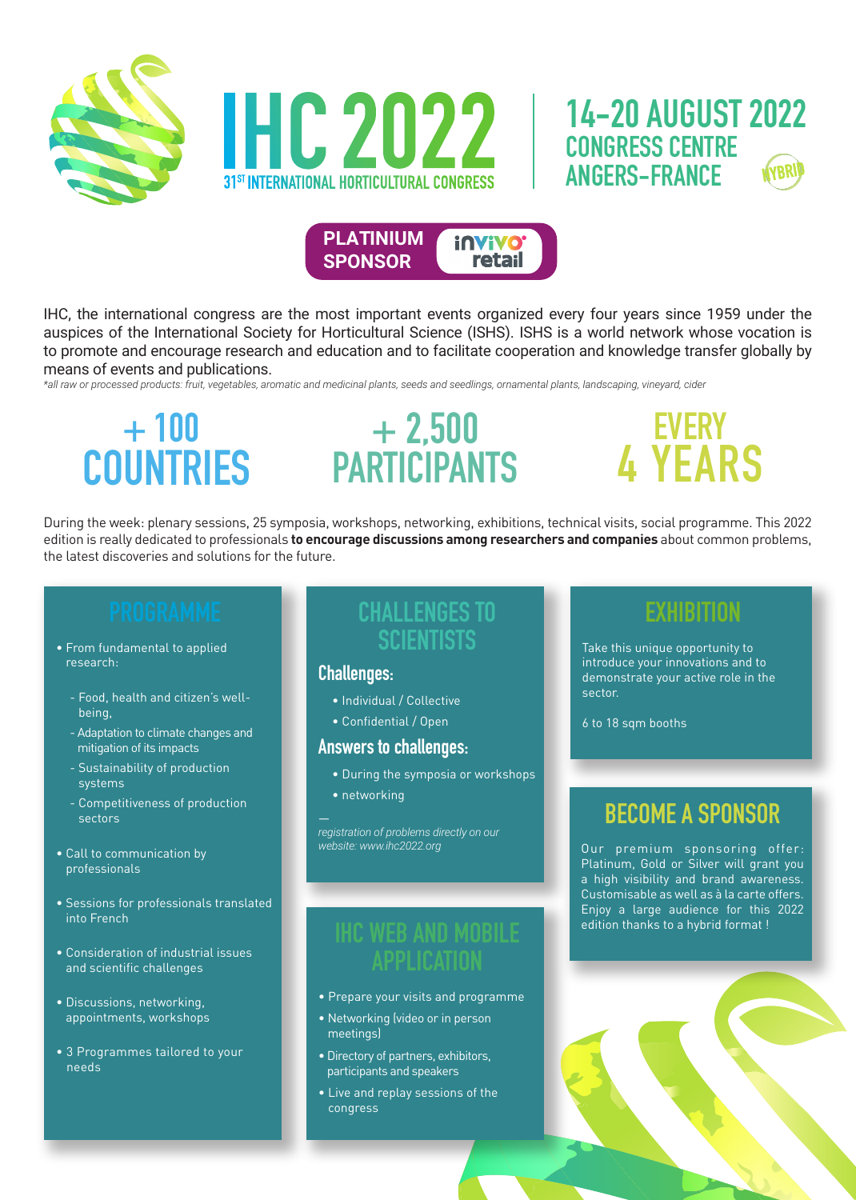# IHC 2022

31[ST] INTERNATIONAL HORTICULTURAL CONGRESS

**14-20 AUGUST 2022**
**CONGRESS CENTRE**
**ANGERS-FRANCE**

HYBRID

**PLATINIUM SPONSOR** invivo retail

IHC, the international congress are the most important events organized every four years since 1959 under the auspices of the International Society for Horticultural Science (ISHS). ISHS is a world network whose vocation is to promote and encourage research and education and to facilitate cooperation and knowledge transfer globally by means of events and publications.

*\*all raw or processed products: fruit, vegetables, aromatic and medicinal plants, seeds and seedlings, ornamental plants, landscaping, vineyard, cider*

**+ 100 COUNTRIES**

**+ 2,500 PARTICIPANTS**

**EVERY 4 YEARS**

During the week: plenary sessions, 25 symposia, workshops, networking, exhibitions, technical visits, social programme. This 2022 edition is really dedicated to professionals **to encourage discussions among researchers and companies** about common problems, the latest discoveries and solutions for the future.

## PROGRAMME

- From fundamental to applied research:
  - Food, health and citizen's well-being,
  - Adaptation to climate changes and mitigation of its impacts
  - Sustainability of production systems
  - Competitiveness of production sectors
- Call to communication by professionals
- Sessions for professionals translated into French
- Consideration of industrial issues and scientific challenges
- Discussions, networking, appointments, workshops
- 3 Programmes tailored to your needs

## CHALLENGES TO SCIENTISTS

### Challenges:

- Individual / Collective
- Confidential / Open

### Answers to challenges:

- During the symposia or workshops
- networking

—
*registration of problems directly on our website: www.ihc2022.org*

## IHC WEB AND MOBILE APPLICATION

- Prepare your visits and programme
- Networking (video or in person meetings)
- Directory of partners, exhibitors, participants and speakers
- Live and replay sessions of the congress

## EXHIBITION

Take this unique opportunity to introduce your innovations and to demonstrate your active role in the sector.

6 to 18 sqm booths

## BECOME A SPONSOR

Our premium sponsoring offer: Platinum, Gold or Silver will grant you a high visibility and brand awareness. Customisable as well as à la carte offers. Enjoy a large audience for this 2022 edition thanks to a hybrid format !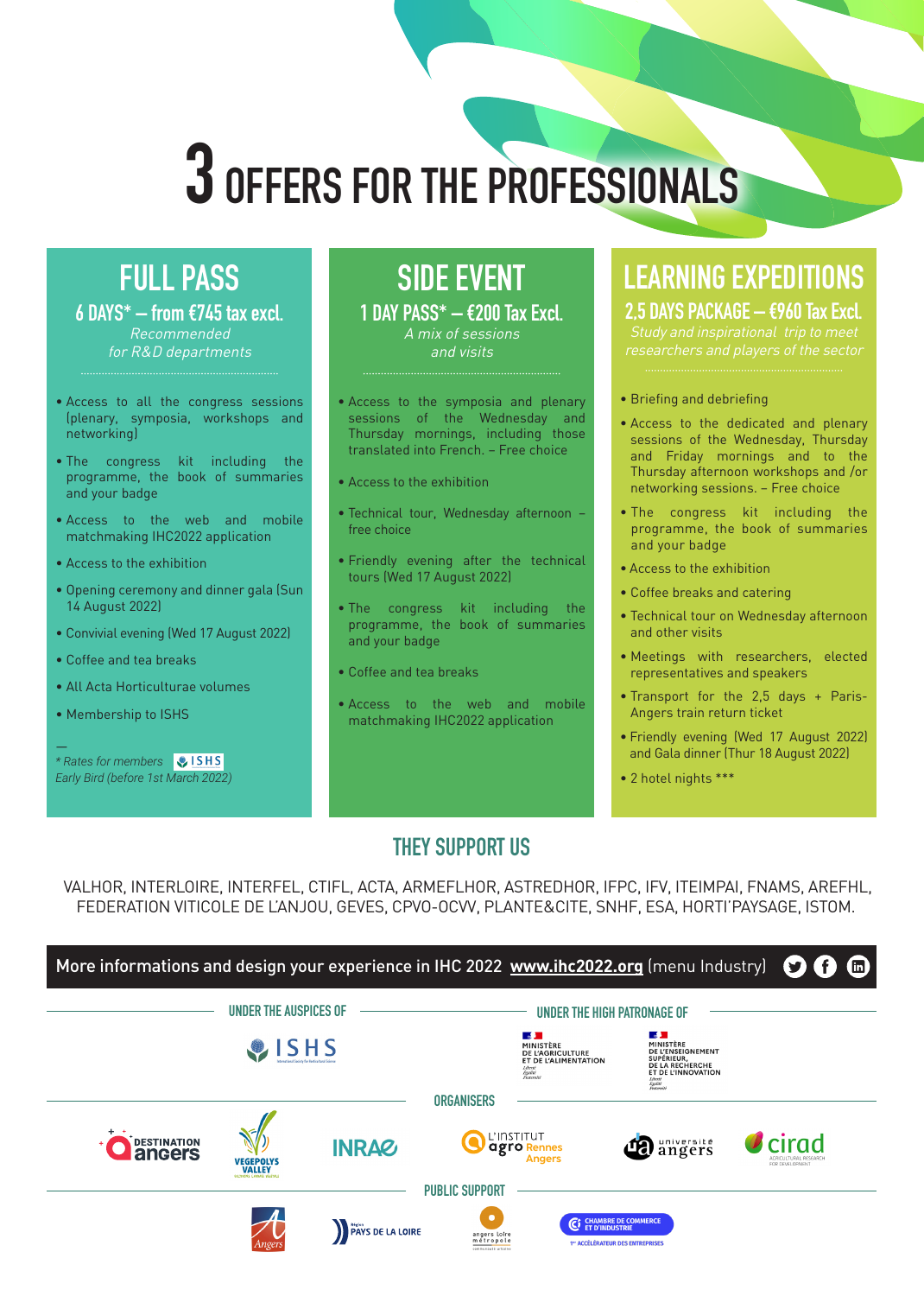# 3 OFFERS FOR THE PROFESSIONALS

## FULL PASS

### 6 DAYS* – from €745 tax excl.

*Recommended for R&D departments*

- Access to all the congress sessions (plenary, symposia, workshops and networking)
- The congress kit including the programme, the book of summaries and your badge
- Access to the web and mobile matchmaking IHC2022 application
- Access to the exhibition
- Opening ceremony and dinner gala (Sun 14 August 2022)
- Convivial evening (Wed 17 August 2022)
- Coffee and tea breaks
- All Acta Horticulturae volumes
- Membership to ISHS

—
*\* Rates for members* ISHS
*Early Bird (before 1st March 2022)*

## SIDE EVENT

### 1 DAY PASS* – €200 Tax Excl.

*A mix of sessions and visits*

- Access to the symposia and plenary sessions of the Wednesday and Thursday mornings, including those translated into French. – Free choice
- Access to the exhibition
- Technical tour, Wednesday afternoon – free choice
- Friendly evening after the technical tours (Wed 17 August 2022)
- The congress kit including the programme, the book of summaries and your badge
- Coffee and tea breaks
- Access to the web and mobile matchmaking IHC2022 application

## LEARNING EXPEDITIONS

### 2,5 DAYS PACKAGE – €960 Tax Excl.

*Study and inspirational trip to meet researchers and players of the sector*

- Briefing and debriefing
- Access to the dedicated and plenary sessions of the Wednesday, Thursday and Friday mornings and to the Thursday afternoon workshops and /or networking sessions. – Free choice
- The congress kit including the programme, the book of summaries and your badge
- Access to the exhibition
- Coffee breaks and catering
- Technical tour on Wednesday afternoon and other visits
- Meetings with researchers, elected representatives and speakers
- Transport for the 2,5 days + Paris-Angers train return ticket
- Friendly evening (Wed 17 August 2022) and Gala dinner (Thur 18 August 2022)
- 2 hotel nights ***

## THEY SUPPORT US

VALHOR, INTERLOIRE, INTERFEL, CTIFL, ACTA, ARMEFLHOR, ASTREDHOR, IFPC, IFV, ITEIMPAI, FNAMS, AREFHL, FEDERATION VITICOLE DE L'ANJOU, GEVES, CPVO-OCVV, PLANTE&CITE, SNHF, ESA, HORTI'PAYSAGE, ISTOM.

More informations and design your experience in IHC 2022 **www.ihc2022.org** (menu Industry)

UNDER THE AUSPICES OF

ISHS

UNDER THE HIGH PATRONAGE OF

MINISTÈRE DE L'AGRICULTURE ET DE L'ALIMENTATION

MINISTÈRE DE L'ENSEIGNEMENT SUPÉRIEUR, DE LA RECHERCHE ET DE L'INNOVATION

ORGANISERS

DESTINATION angers — VEGEPOLYS VALLEY — INRAE — L'INSTITUT agro Rennes Angers — université angers — cirad

PUBLIC SUPPORT

Angers — Région PAYS DE LA LOIRE — angers loire métropole — CHAMBRE DE COMMERCE ET D'INDUSTRIE